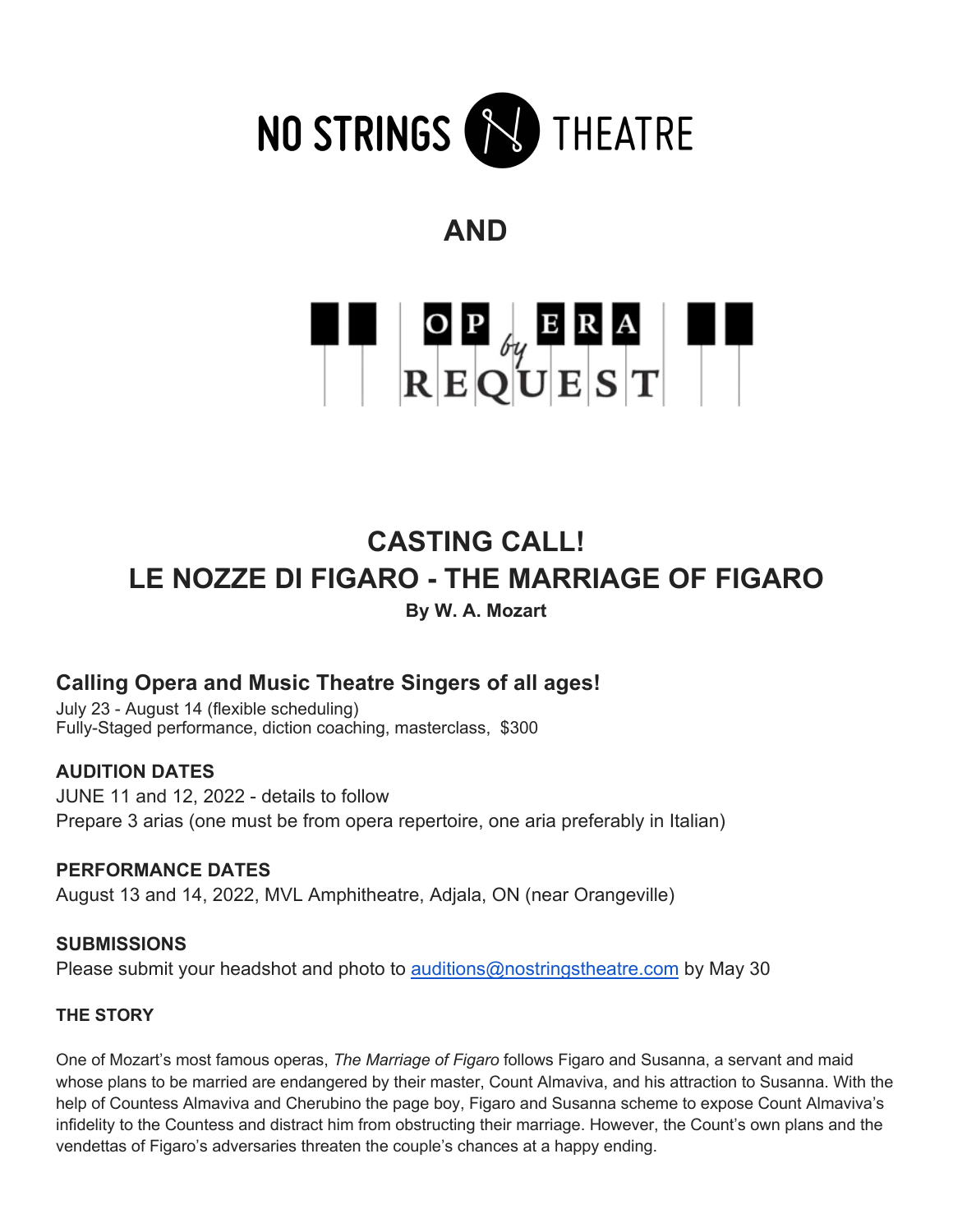# NO STRINGS THEATRE

**AND**

# OPERA by REQUEST

## CASTING CALL!
## LE NOZZE DI FIGARO - THE MARRIAGE OF FIGARO

**By W. A. Mozart**

### Calling Opera and Music Theatre Singers of all ages!

July 23 - August 14 (flexible scheduling)
Fully-Staged performance, diction coaching, masterclass, $300

**AUDITION DATES**

JUNE 11 and 12, 2022 - details to follow
Prepare 3 arias (one must be from opera repertoire, one aria preferably in Italian)

**PERFORMANCE DATES**

August 13 and 14, 2022, MVL Amphitheatre, Adjala, ON (near Orangeville)

**SUBMISSIONS**

Please submit your headshot and photo to auditions@nostringstheatre.com by May 30

**THE STORY**

One of Mozart's most famous operas, *The Marriage of Figaro* follows Figaro and Susanna, a servant and maid whose plans to be married are endangered by their master, Count Almaviva, and his attraction to Susanna. With the help of Countess Almaviva and Cherubino the page boy, Figaro and Susanna scheme to expose Count Almaviva's infidelity to the Countess and distract him from obstructing their marriage. However, the Count's own plans and the vendettas of Figaro's adversaries threaten the couple's chances at a happy ending.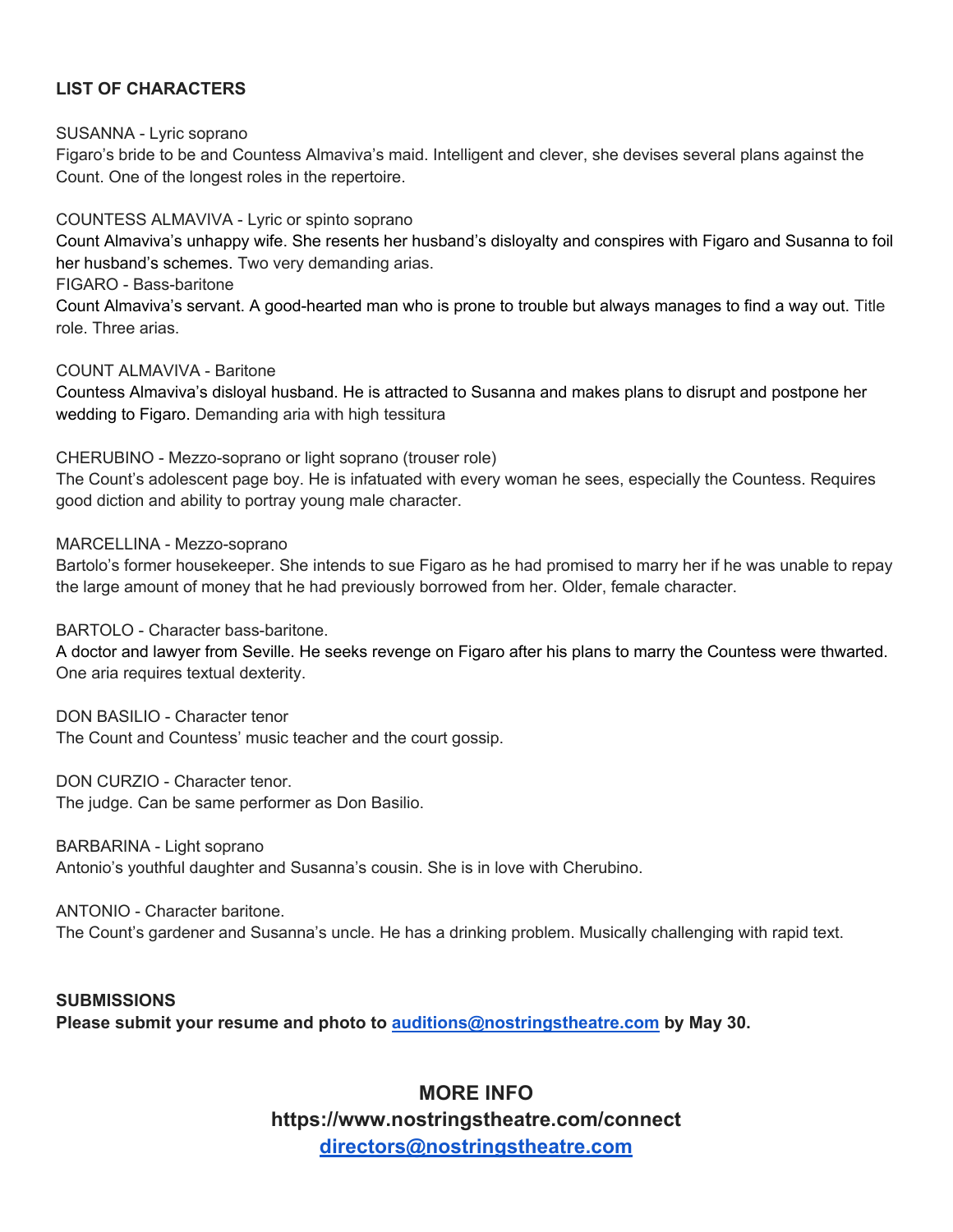**LIST OF CHARACTERS**

SUSANNA - Lyric soprano
Figaro's bride to be and Countess Almaviva's maid. Intelligent and clever, she devises several plans against the Count. One of the longest roles in the repertoire.

COUNTESS ALMAVIVA - Lyric or spinto soprano
Count Almaviva's unhappy wife. She resents her husband's disloyalty and conspires with Figaro and Susanna to foil her husband's schemes. Two very demanding arias.
FIGARO - Bass-baritone
Count Almaviva's servant. A good-hearted man who is prone to trouble but always manages to find a way out. Title role. Three arias.

COUNT ALMAVIVA - Baritone
Countess Almaviva's disloyal husband. He is attracted to Susanna and makes plans to disrupt and postpone her wedding to Figaro. Demanding aria with high tessitura

CHERUBINO - Mezzo-soprano or light soprano (trouser role)
The Count's adolescent page boy. He is infatuated with every woman he sees, especially the Countess. Requires good diction and ability to portray young male character.

MARCELLINA - Mezzo-soprano
Bartolo's former housekeeper. She intends to sue Figaro as he had promised to marry her if he was unable to repay the large amount of money that he had previously borrowed from her. Older, female character.

BARTOLO - Character bass-baritone.
A doctor and lawyer from Seville. He seeks revenge on Figaro after his plans to marry the Countess were thwarted. One aria requires textual dexterity.

DON BASILIO - Character tenor
The Count and Countess' music teacher and the court gossip.

DON CURZIO - Character tenor.
The judge. Can be same performer as Don Basilio.

BARBARINA - Light soprano
Antonio's youthful daughter and Susanna's cousin. She is in love with Cherubino.

ANTONIO - Character baritone.
The Count's gardener and Susanna's uncle. He has a drinking problem. Musically challenging with rapid text.

**SUBMISSIONS**
**Please submit your resume and photo to auditions@nostringstheatre.com by May 30.**

**MORE INFO**
**https://www.nostringstheatre.com/connect**
**directors@nostringstheatre.com**